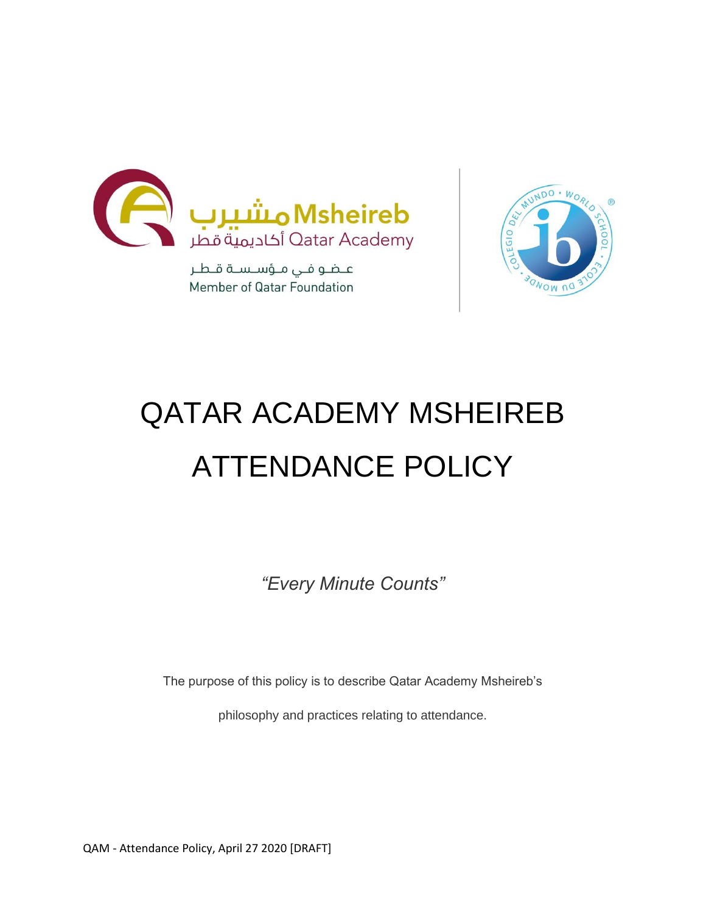# QATAR ACADEMY MSHEIREB ATTENDANCE POLICY

*"Every Minute Counts"*

The purpose of this policy is to describe Qatar Academy Msheireb's philosophy and practices relating to attendance.

QAM - Attendance Policy, April 27 2020 [DRAFT]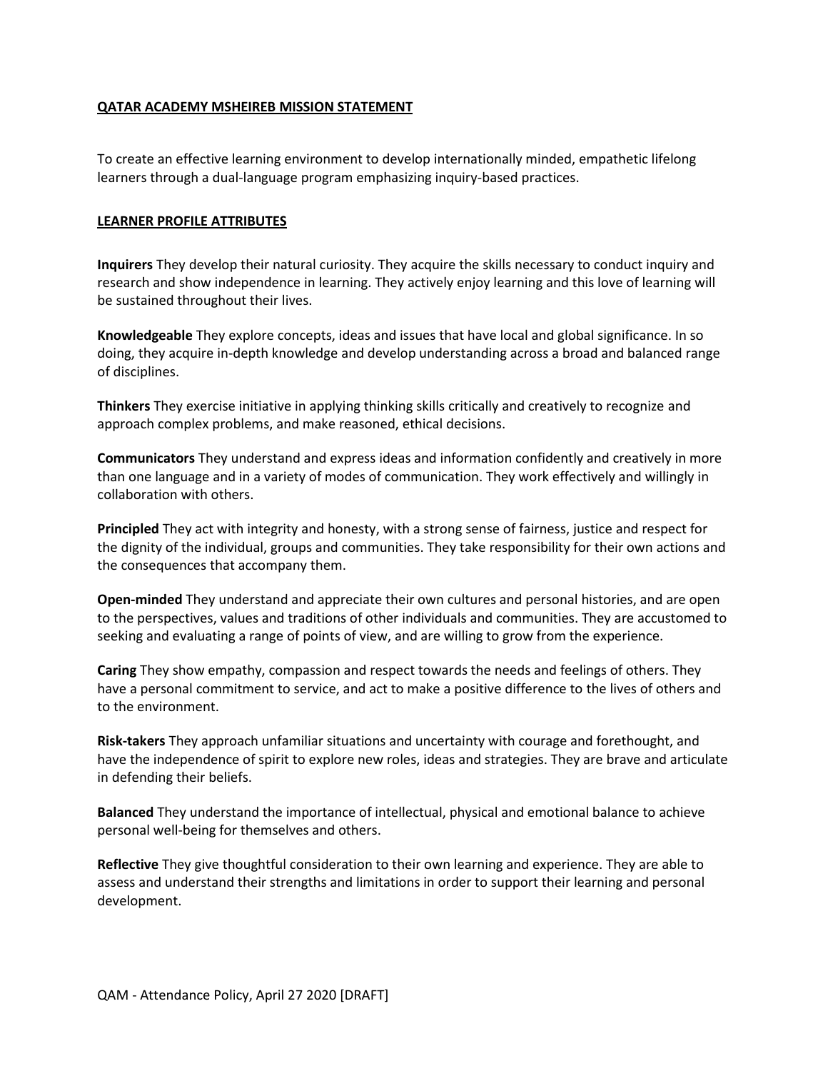**QATAR ACADEMY MSHEIREB MISSION STATEMENT**

To create an effective learning environment to develop internationally minded, empathetic lifelong learners through a dual-language program emphasizing inquiry-based practices.

**LEARNER PROFILE ATTRIBUTES**

**Inquirers** They develop their natural curiosity. They acquire the skills necessary to conduct inquiry and research and show independence in learning. They actively enjoy learning and this love of learning will be sustained throughout their lives.

**Knowledgeable** They explore concepts, ideas and issues that have local and global significance. In so doing, they acquire in-depth knowledge and develop understanding across a broad and balanced range of disciplines.

**Thinkers** They exercise initiative in applying thinking skills critically and creatively to recognize and approach complex problems, and make reasoned, ethical decisions.

**Communicators** They understand and express ideas and information confidently and creatively in more than one language and in a variety of modes of communication. They work effectively and willingly in collaboration with others.

**Principled** They act with integrity and honesty, with a strong sense of fairness, justice and respect for the dignity of the individual, groups and communities. They take responsibility for their own actions and the consequences that accompany them.

**Open-minded** They understand and appreciate their own cultures and personal histories, and are open to the perspectives, values and traditions of other individuals and communities. They are accustomed to seeking and evaluating a range of points of view, and are willing to grow from the experience.

**Caring** They show empathy, compassion and respect towards the needs and feelings of others. They have a personal commitment to service, and act to make a positive difference to the lives of others and to the environment.

**Risk-takers** They approach unfamiliar situations and uncertainty with courage and forethought, and have the independence of spirit to explore new roles, ideas and strategies. They are brave and articulate in defending their beliefs.

**Balanced** They understand the importance of intellectual, physical and emotional balance to achieve personal well-being for themselves and others.

**Reflective** They give thoughtful consideration to their own learning and experience. They are able to assess and understand their strengths and limitations in order to support their learning and personal development.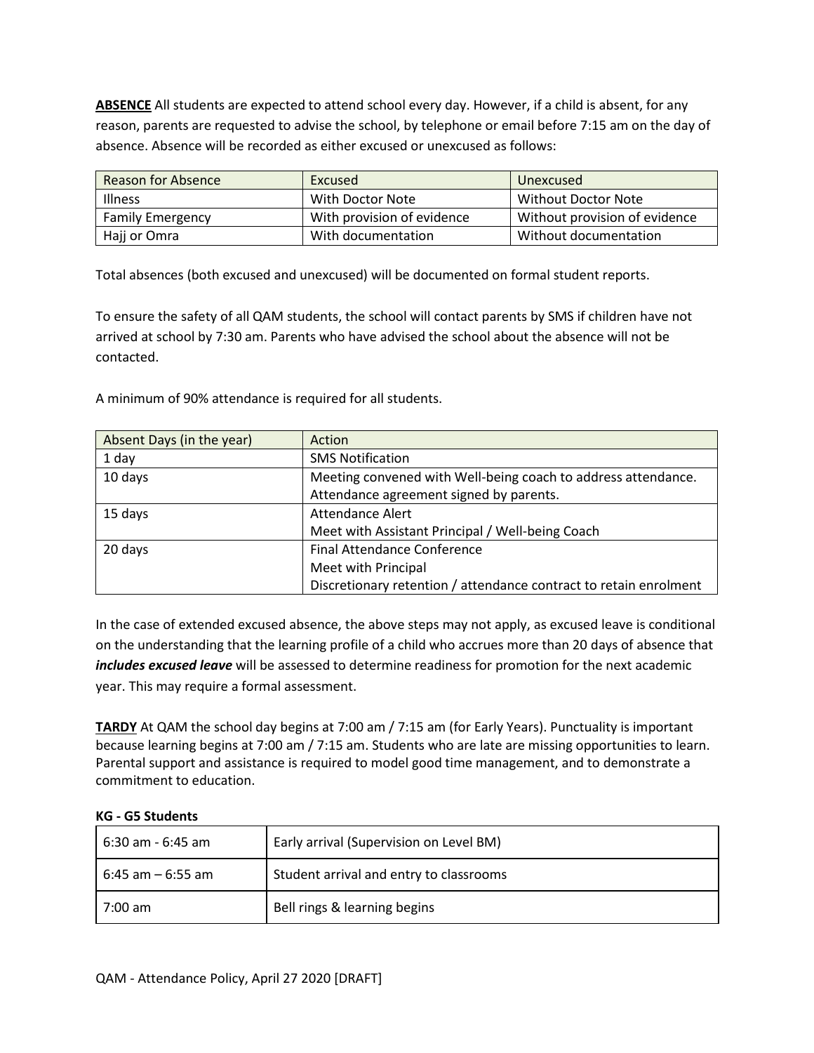**ABSENCE** All students are expected to attend school every day. However, if a child is absent, for any reason, parents are requested to advise the school, by telephone or email before 7:15 am on the day of absence. Absence will be recorded as either excused or unexcused as follows:

| Reason for Absence | Excused | Unexcused |
|---|---|---|
| Illness | With Doctor Note | Without Doctor Note |
| Family Emergency | With provision of evidence | Without provision of evidence |
| Hajj or Omra | With documentation | Without documentation |

Total absences (both excused and unexcused) will be documented on formal student reports.

To ensure the safety of all QAM students, the school will contact parents by SMS if children have not arrived at school by 7:30 am. Parents who have advised the school about the absence will not be contacted.

A minimum of 90% attendance is required for all students.

| Absent Days (in the year) | Action |
|---|---|
| 1 day | SMS Notification |
| 10 days | Meeting convened with Well-being coach to address attendance.<br>Attendance agreement signed by parents. |
| 15 days | Attendance Alert<br>Meet with Assistant Principal / Well-being Coach |
| 20 days | Final Attendance Conference<br>Meet with Principal<br>Discretionary retention / attendance contract to retain enrolment |

In the case of extended excused absence, the above steps may not apply, as excused leave is conditional on the understanding that the learning profile of a child who accrues more than 20 days of absence that ***includes excused leave*** will be assessed to determine readiness for promotion for the next academic year. This may require a formal assessment.

**TARDY** At QAM the school day begins at 7:00 am / 7:15 am (for Early Years). Punctuality is important because learning begins at 7:00 am / 7:15 am. Students who are late are missing opportunities to learn. Parental support and assistance is required to model good time management, and to demonstrate a commitment to education.

**KG - G5 Students**

| | |
|---|---|
| 6:30 am - 6:45 am | Early arrival (Supervision on Level BM) |
| 6:45 am – 6:55 am | Student arrival and entry to classrooms |
| 7:00 am | Bell rings & learning begins |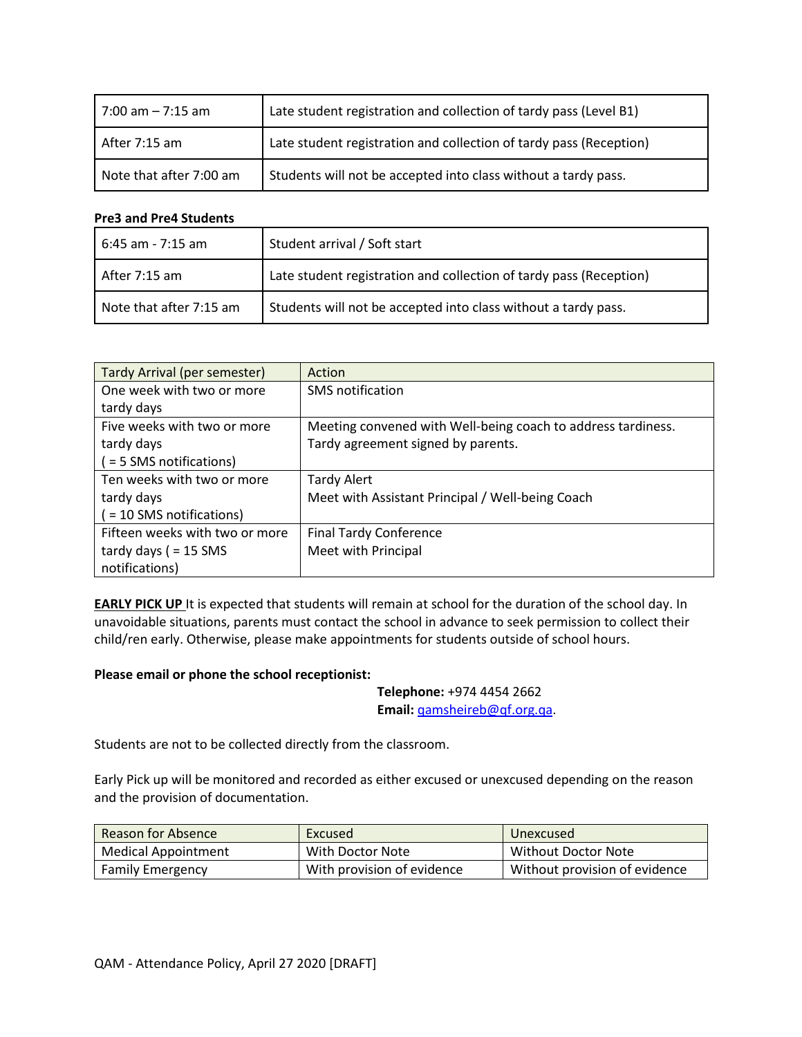| 7:00 am – 7:15 am | Late student registration and collection of tardy pass (Level B1) |
| --- | --- |
| After 7:15 am | Late student registration and collection of tardy pass (Reception) |
| Note that after 7:00 am | Students will not be accepted into class without a tardy pass. |

**Pre3 and Pre4 Students**

| 6:45 am - 7:15 am | Student arrival / Soft start |
| --- | --- |
| After 7:15 am | Late student registration and collection of tardy pass (Reception) |
| Note that after 7:15 am | Students will not be accepted into class without a tardy pass. |

| Tardy Arrival (per semester) | Action |
| --- | --- |
| One week with two or more tardy days | SMS notification |
| Five weeks with two or more tardy days ( = 5 SMS notifications) | Meeting convened with Well-being coach to address tardiness. Tardy agreement signed by parents. |
| Ten weeks with two or more tardy days ( = 10 SMS notifications) | Tardy Alert<br>Meet with Assistant Principal / Well-being Coach |
| Fifteen weeks with two or more tardy days ( = 15 SMS notifications) | Final Tardy Conference<br>Meet with Principal |

**EARLY PICK UP** It is expected that students will remain at school for the duration of the school day. In unavoidable situations, parents must contact the school in advance to seek permission to collect their child/ren early. Otherwise, please make appointments for students outside of school hours.

**Please email or phone the school receptionist:**

**Telephone:** +974 4454 2662
**Email:** qamsheireb@qf.org.qa.

Students are not to be collected directly from the classroom.

Early Pick up will be monitored and recorded as either excused or unexcused depending on the reason and the provision of documentation.

| Reason for Absence | Excused | Unexcused |
| --- | --- | --- |
| Medical Appointment | With Doctor Note | Without Doctor Note |
| Family Emergency | With provision of evidence | Without provision of evidence |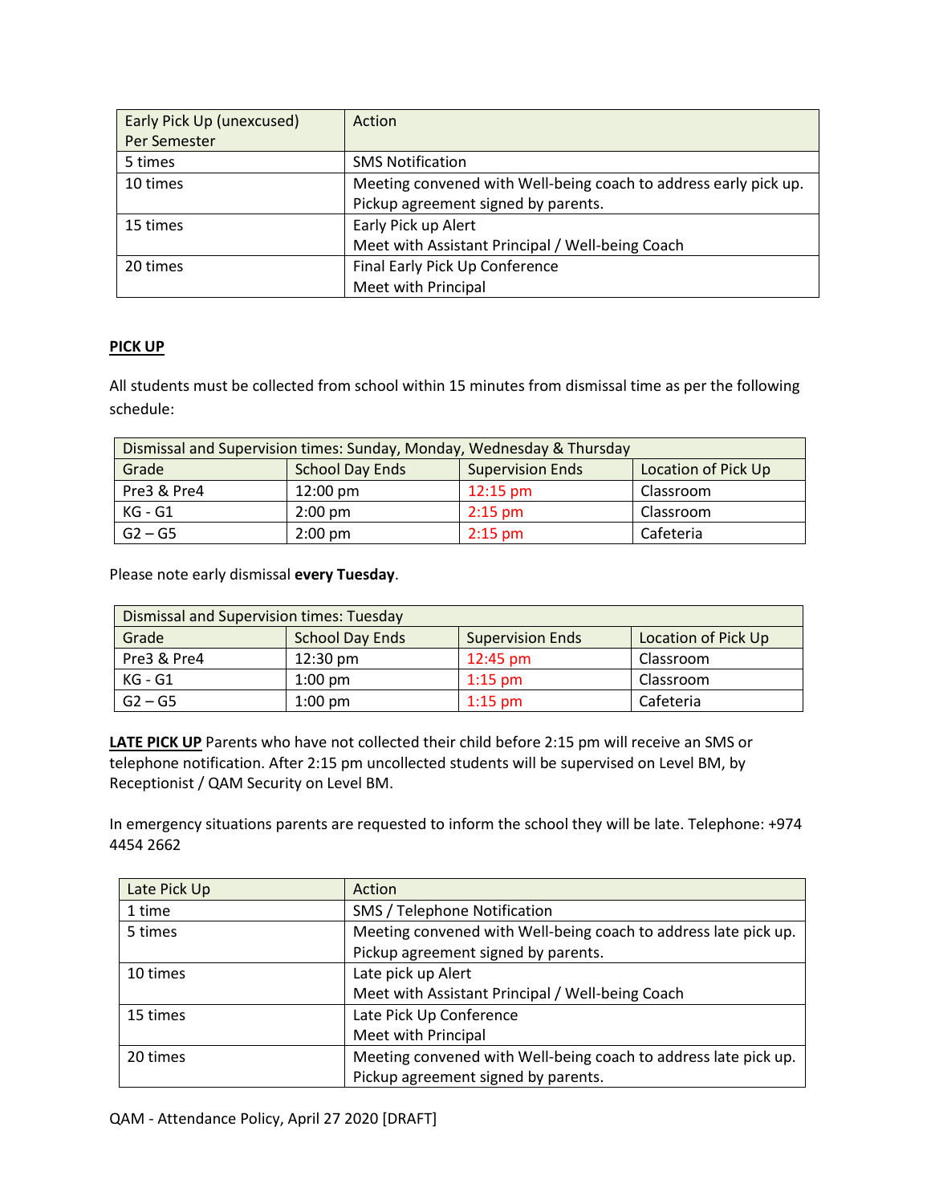| Early Pick Up (unexcused) Per Semester | Action |
|---|---|
| 5 times | SMS Notification |
| 10 times | Meeting convened with Well-being coach to address early pick up. Pickup agreement signed by parents. |
| 15 times | Early Pick up Alert<br>Meet with Assistant Principal / Well-being Coach |
| 20 times | Final Early Pick Up Conference<br>Meet with Principal |

**PICK UP**

All students must be collected from school within 15 minutes from dismissal time as per the following schedule:

| Dismissal and Supervision times: Sunday, Monday, Wednesday & Thursday | | | |
|---|---|---|---|
| Grade | School Day Ends | Supervision Ends | Location of Pick Up |
| Pre3 & Pre4 | 12:00 pm | 12:15 pm | Classroom |
| KG - G1 | 2:00 pm | 2:15 pm | Classroom |
| G2 – G5 | 2:00 pm | 2:15 pm | Cafeteria |

Please note early dismissal **every Tuesday**.

| Dismissal and Supervision times: Tuesday | | | |
|---|---|---|---|
| Grade | School Day Ends | Supervision Ends | Location of Pick Up |
| Pre3 & Pre4 | 12:30 pm | 12:45 pm | Classroom |
| KG - G1 | 1:00 pm | 1:15 pm | Classroom |
| G2 – G5 | 1:00 pm | 1:15 pm | Cafeteria |

**LATE PICK UP** Parents who have not collected their child before 2:15 pm will receive an SMS or telephone notification. After 2:15 pm uncollected students will be supervised on Level BM, by Receptionist / QAM Security on Level BM.

In emergency situations parents are requested to inform the school they will be late. Telephone: +974 4454 2662

| Late Pick Up | Action |
|---|---|
| 1 time | SMS / Telephone Notification |
| 5 times | Meeting convened with Well-being coach to address late pick up. Pickup agreement signed by parents. |
| 10 times | Late pick up Alert<br>Meet with Assistant Principal / Well-being Coach |
| 15 times | Late Pick Up Conference<br>Meet with Principal |
| 20 times | Meeting convened with Well-being coach to address late pick up. Pickup agreement signed by parents. |

QAM - Attendance Policy, April 27 2020 [DRAFT]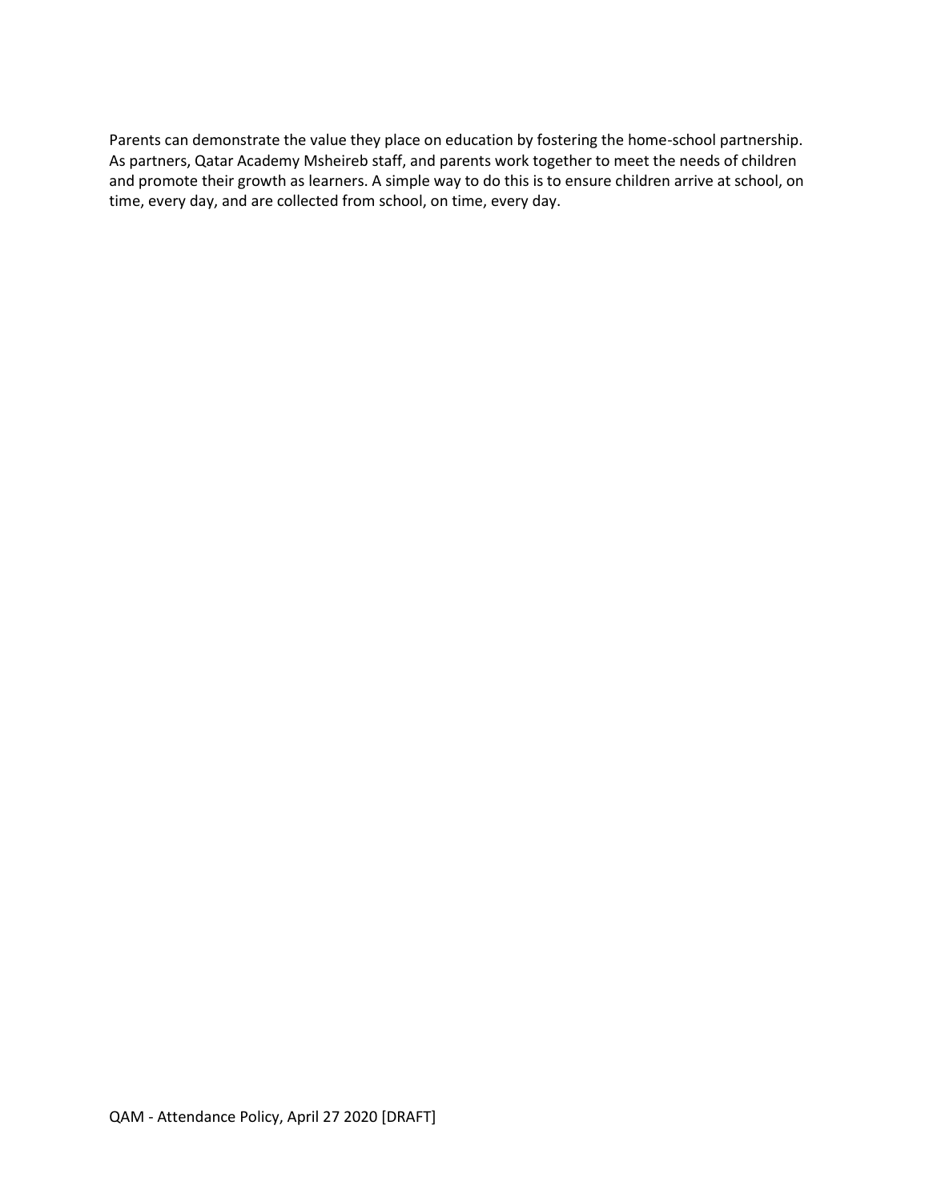Parents can demonstrate the value they place on education by fostering the home-school partnership. As partners, Qatar Academy Msheireb staff, and parents work together to meet the needs of children and promote their growth as learners. A simple way to do this is to ensure children arrive at school, on time, every day, and are collected from school, on time, every day.